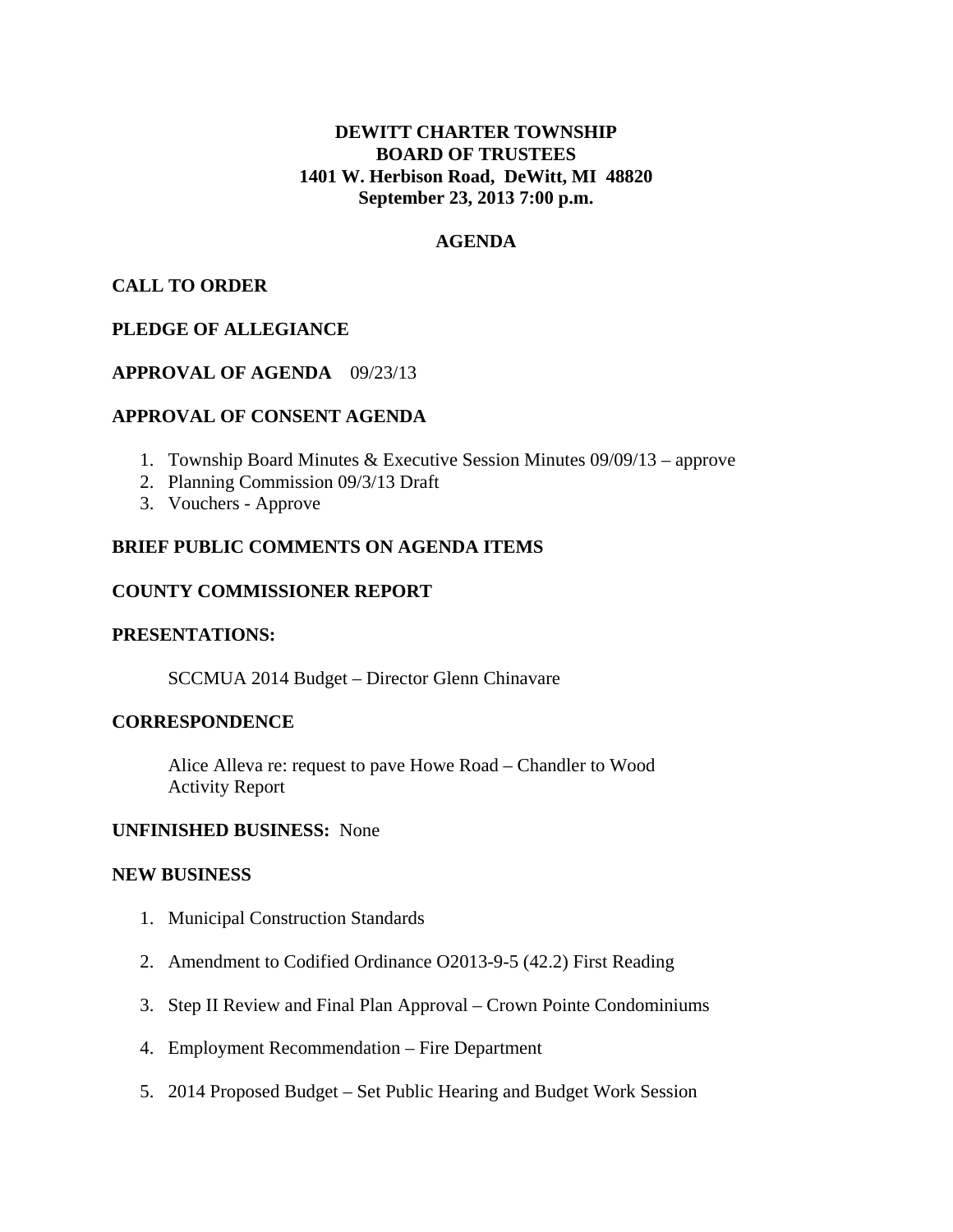# DEWITT CHARTER TOWNSHIP
## BOARD OF TRUSTEES
### 1401 W. Herbison Road, DeWitt, MI 48820
### September 23, 2013 7:00 p.m.

## AGENDA

**CALL TO ORDER**

**PLEDGE OF ALLEGIANCE**

**APPROVAL OF AGENDA** 09/23/13

**APPROVAL OF CONSENT AGENDA**

1. Township Board Minutes & Executive Session Minutes 09/09/13 – approve
2. Planning Commission 09/3/13 Draft
3. Vouchers - Approve

**BRIEF PUBLIC COMMENTS ON AGENDA ITEMS**

**COUNTY COMMISSIONER REPORT**

**PRESENTATIONS:**

SCCMUA 2014 Budget – Director Glenn Chinavare

**CORRESPONDENCE**

Alice Alleva re: request to pave Howe Road – Chandler to Wood
Activity Report

**UNFINISHED BUSINESS:** None

**NEW BUSINESS**

1. Municipal Construction Standards
2. Amendment to Codified Ordinance O2013-9-5 (42.2) First Reading
3. Step II Review and Final Plan Approval – Crown Pointe Condominiums
4. Employment Recommendation – Fire Department
5. 2014 Proposed Budget – Set Public Hearing and Budget Work Session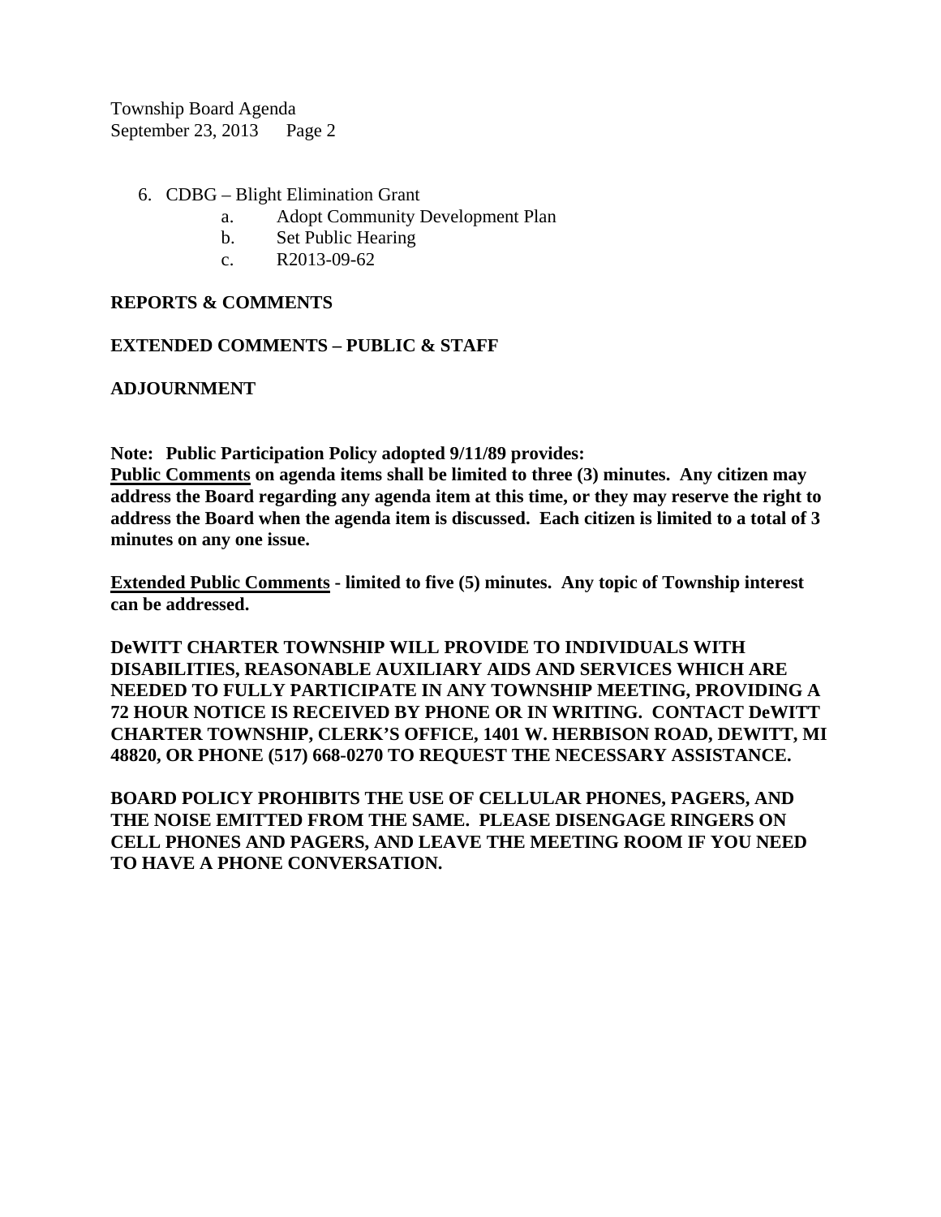6. CDBG – Blight Elimination Grant
   a. Adopt Community Development Plan
   b. Set Public Hearing
   c. R2013-09-62

**REPORTS & COMMENTS**

**EXTENDED COMMENTS – PUBLIC & STAFF**

**ADJOURNMENT**

**Note: Public Participation Policy adopted 9/11/89 provides:**
**Public Comments on agenda items shall be limited to three (3) minutes. Any citizen may address the Board regarding any agenda item at this time, or they may reserve the right to address the Board when the agenda item is discussed. Each citizen is limited to a total of 3 minutes on any one issue.**

**Extended Public Comments - limited to five (5) minutes. Any topic of Township interest can be addressed.**

**DeWITT CHARTER TOWNSHIP WILL PROVIDE TO INDIVIDUALS WITH DISABILITIES, REASONABLE AUXILIARY AIDS AND SERVICES WHICH ARE NEEDED TO FULLY PARTICIPATE IN ANY TOWNSHIP MEETING, PROVIDING A 72 HOUR NOTICE IS RECEIVED BY PHONE OR IN WRITING. CONTACT DeWITT CHARTER TOWNSHIP, CLERK'S OFFICE, 1401 W. HERBISON ROAD, DEWITT, MI 48820, OR PHONE (517) 668-0270 TO REQUEST THE NECESSARY ASSISTANCE.**

**BOARD POLICY PROHIBITS THE USE OF CELLULAR PHONES, PAGERS, AND THE NOISE EMITTED FROM THE SAME. PLEASE DISENGAGE RINGERS ON CELL PHONES AND PAGERS, AND LEAVE THE MEETING ROOM IF YOU NEED TO HAVE A PHONE CONVERSATION.**